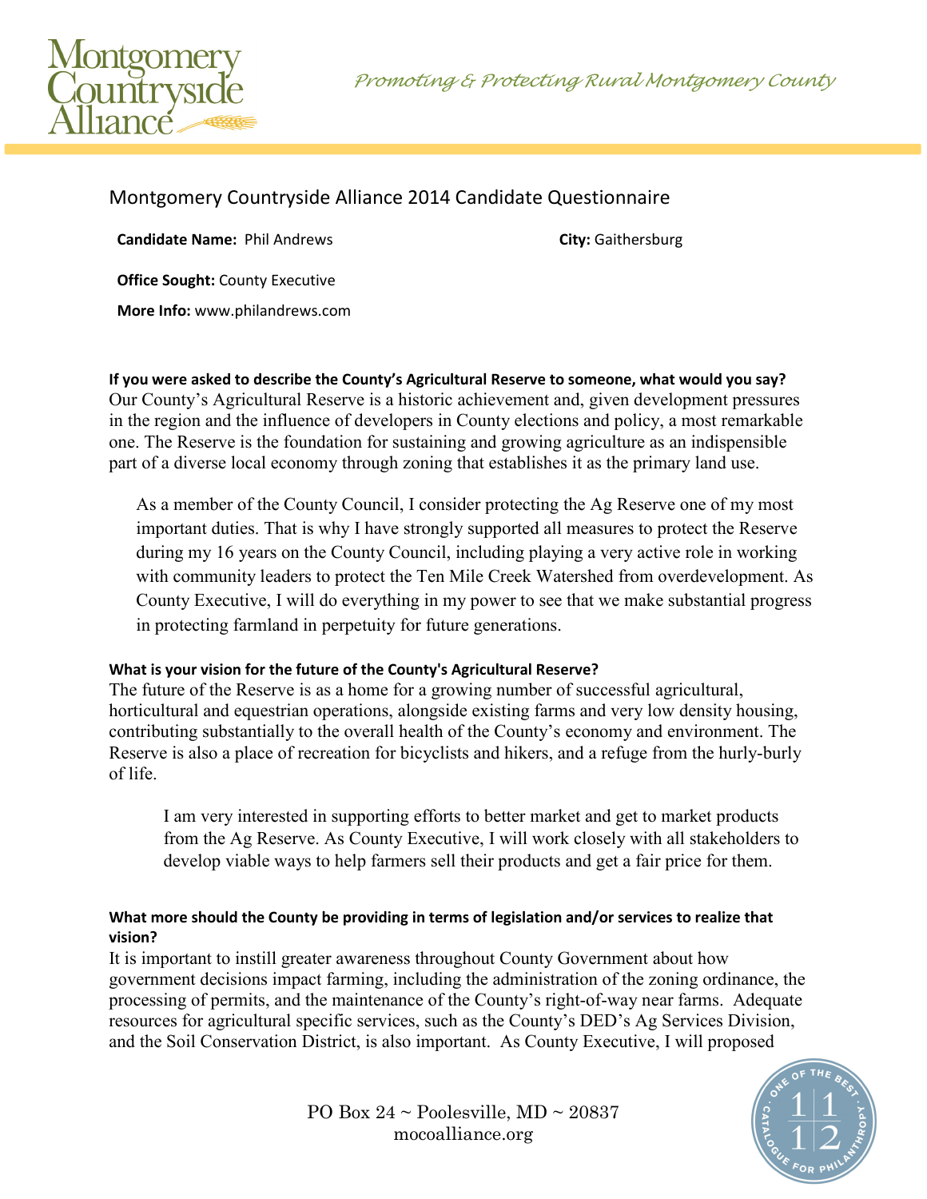# Montgomery Countryside Alliance 2014 Candidate Questionnaire

**Candidate Name:** Phil Andrews

**City:** Gaithersburg

**Office Sought:** County Executive

**More Info:** www.philandrews.com

**If you were asked to describe the County's Agricultural Reserve to someone, what would you say?**

Our County's Agricultural Reserve is a historic achievement and, given development pressures in the region and the influence of developers in County elections and policy, a most remarkable one. The Reserve is the foundation for sustaining and growing agriculture as an indispensible part of a diverse local economy through zoning that establishes it as the primary land use.

As a member of the County Council, I consider protecting the Ag Reserve one of my most important duties. That is why I have strongly supported all measures to protect the Reserve during my 16 years on the County Council, including playing a very active role in working with community leaders to protect the Ten Mile Creek Watershed from overdevelopment. As County Executive, I will do everything in my power to see that we make substantial progress in protecting farmland in perpetuity for future generations.

**What is your vision for the future of the County's Agricultural Reserve?**

The future of the Reserve is as a home for a growing number of successful agricultural, horticultural and equestrian operations, alongside existing farms and very low density housing, contributing substantially to the overall health of the County's economy and environment. The Reserve is also a place of recreation for bicyclists and hikers, and a refuge from the hurly-burly of life.

I am very interested in supporting efforts to better market and get to market products from the Ag Reserve. As County Executive, I will work closely with all stakeholders to develop viable ways to help farmers sell their products and get a fair price for them.

**What more should the County be providing in terms of legislation and/or services to realize that vision?**

It is important to instill greater awareness throughout County Government about how government decisions impact farming, including the administration of the zoning ordinance, the processing of permits, and the maintenance of the County's right-of-way near farms. Adequate resources for agricultural specific services, such as the County's DED's Ag Services Division, and the Soil Conservation District, is also important. As County Executive, I will proposed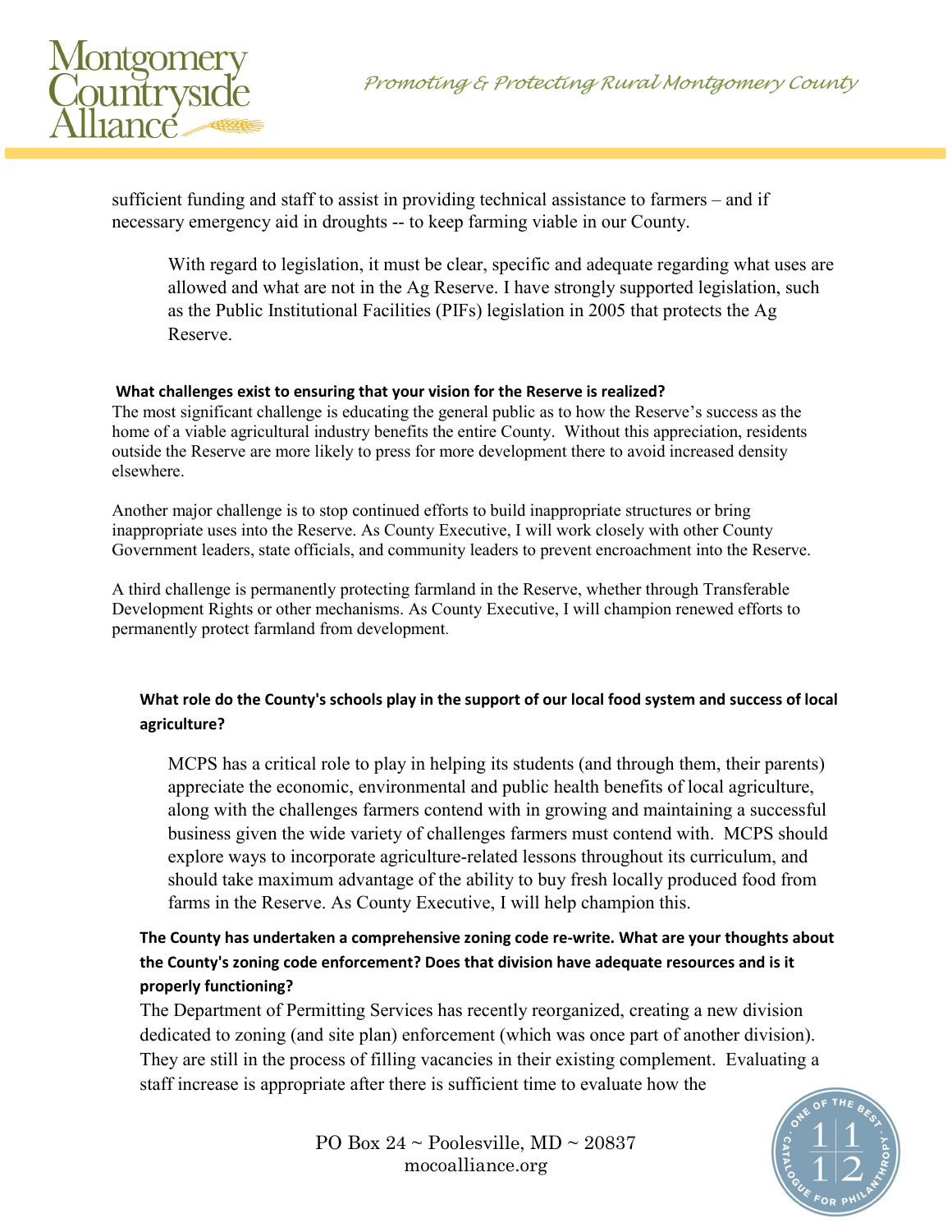sufficient funding and staff to assist in providing technical assistance to farmers – and if necessary emergency aid in droughts -- to keep farming viable in our County.

With regard to legislation, it must be clear, specific and adequate regarding what uses are allowed and what are not in the Ag Reserve. I have strongly supported legislation, such as the Public Institutional Facilities (PIFs) legislation in 2005 that protects the Ag Reserve.

**What challenges exist to ensuring that your vision for the Reserve is realized?**

The most significant challenge is educating the general public as to how the Reserve's success as the home of a viable agricultural industry benefits the entire County. Without this appreciation, residents outside the Reserve are more likely to press for more development there to avoid increased density elsewhere.

Another major challenge is to stop continued efforts to build inappropriate structures or bring inappropriate uses into the Reserve. As County Executive, I will work closely with other County Government leaders, state officials, and community leaders to prevent encroachment into the Reserve.

A third challenge is permanently protecting farmland in the Reserve, whether through Transferable Development Rights or other mechanisms. As County Executive, I will champion renewed efforts to permanently protect farmland from development.

**What role do the County's schools play in the support of our local food system and success of local agriculture?**

MCPS has a critical role to play in helping its students (and through them, their parents) appreciate the economic, environmental and public health benefits of local agriculture, along with the challenges farmers contend with in growing and maintaining a successful business given the wide variety of challenges farmers must contend with. MCPS should explore ways to incorporate agriculture-related lessons throughout its curriculum, and should take maximum advantage of the ability to buy fresh locally produced food from farms in the Reserve. As County Executive, I will help champion this.

**The County has undertaken a comprehensive zoning code re-write. What are your thoughts about the County's zoning code enforcement? Does that division have adequate resources and is it properly functioning?**

The Department of Permitting Services has recently reorganized, creating a new division dedicated to zoning (and site plan) enforcement (which was once part of another division). They are still in the process of filling vacancies in their existing complement. Evaluating a staff increase is appropriate after there is sufficient time to evaluate how the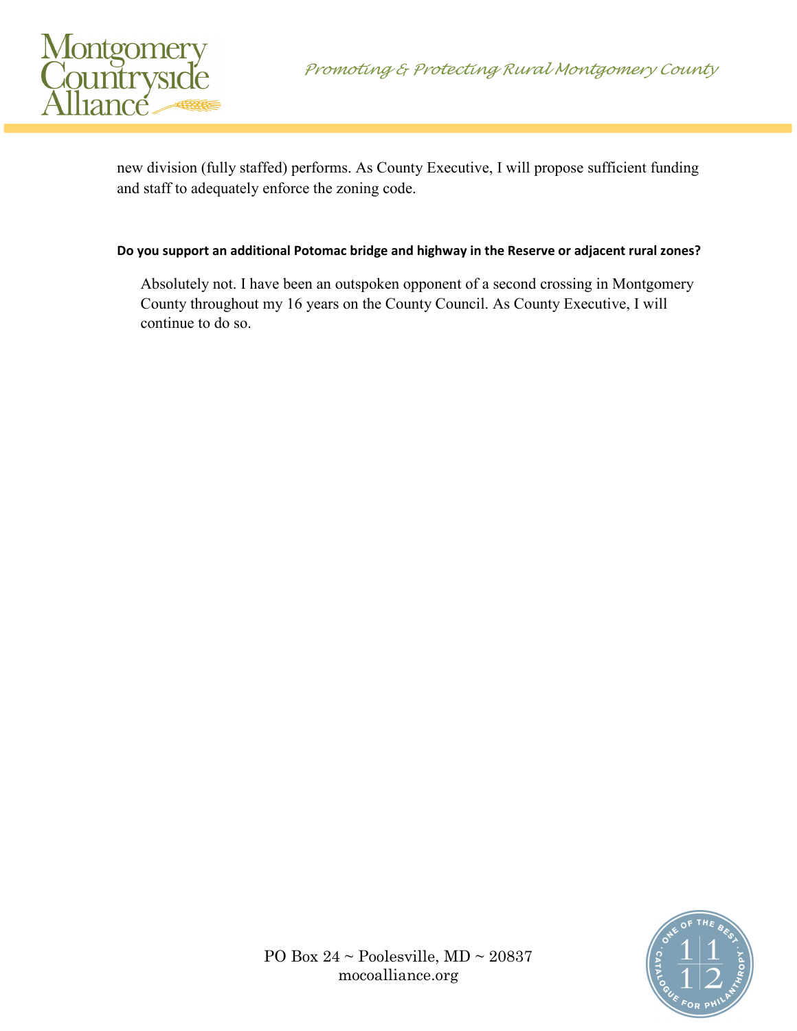new division (fully staffed) performs. As County Executive, I will propose sufficient funding and staff to adequately enforce the zoning code.

**Do you support an additional Potomac bridge and highway in the Reserve or adjacent rural zones?**

Absolutely not. I have been an outspoken opponent of a second crossing in Montgomery County throughout my 16 years on the County Council. As County Executive, I will continue to do so.